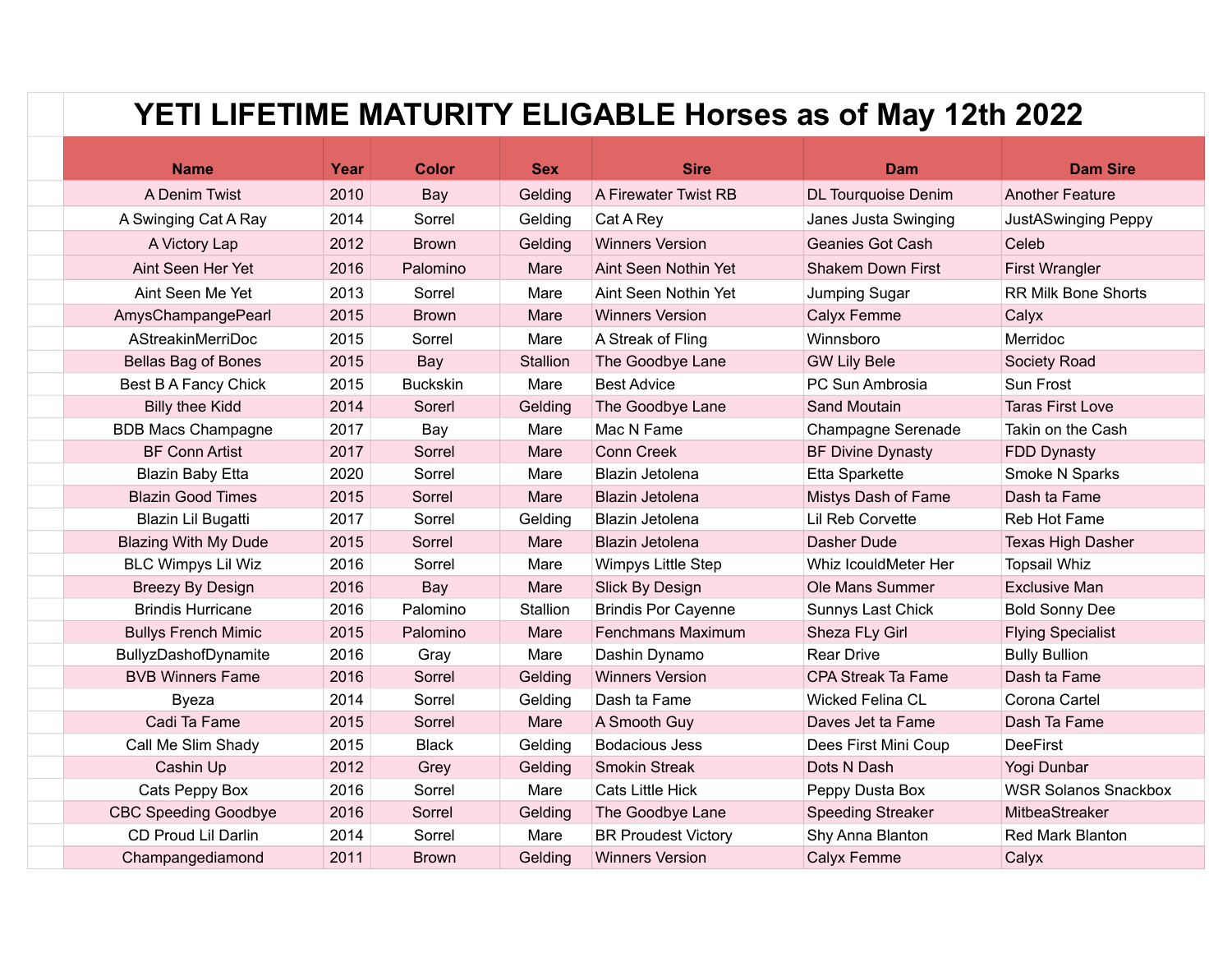# YETI LIFETIME MATURITY ELIGABLE Horses as of May 12th 2022

| Name | Year | Color | Sex | Sire | Dam | Dam Sire |
|---|---|---|---|---|---|---|
| A Denim Twist | 2010 | Bay | Gelding | A Firewater Twist RB | DL Tourquoise Denim | Another Feature |
| A Swinging Cat A Ray | 2014 | Sorrel | Gelding | Cat A Rey | Janes Justa Swinging | JustASwinging Peppy |
| A Victory Lap | 2012 | Brown | Gelding | Winners Version | Geanies Got Cash | Celeb |
| Aint Seen Her Yet | 2016 | Palomino | Mare | Aint Seen Nothin Yet | Shakem Down First | First Wrangler |
| Aint Seen Me Yet | 2013 | Sorrel | Mare | Aint Seen Nothin Yet | Jumping Sugar | RR Milk Bone Shorts |
| AmysChampangePearl | 2015 | Brown | Mare | Winners Version | Calyx Femme | Calyx |
| AStreakinMerriDoc | 2015 | Sorrel | Mare | A Streak of Fling | Winnsboro | Merridoc |
| Bellas Bag of Bones | 2015 | Bay | Stallion | The Goodbye Lane | GW Lily Bele | Society Road |
| Best B A Fancy Chick | 2015 | Buckskin | Mare | Best Advice | PC Sun Ambrosia | Sun Frost |
| Billy thee Kidd | 2014 | Sorerl | Gelding | The Goodbye Lane | Sand Moutain | Taras First Love |
| BDB Macs Champagne | 2017 | Bay | Mare | Mac N Fame | Champagne Serenade | Takin on the Cash |
| BF Conn Artist | 2017 | Sorrel | Mare | Conn Creek | BF Divine Dynasty | FDD Dynasty |
| Blazin Baby Etta | 2020 | Sorrel | Mare | Blazin Jetolena | Etta Sparkette | Smoke N Sparks |
| Blazin Good Times | 2015 | Sorrel | Mare | Blazin Jetolena | Mistys Dash of Fame | Dash ta Fame |
| Blazin Lil Bugatti | 2017 | Sorrel | Gelding | Blazin Jetolena | Lil Reb Corvette | Reb Hot Fame |
| Blazing With My Dude | 2015 | Sorrel | Mare | Blazin Jetolena | Dasher Dude | Texas High Dasher |
| BLC Wimpys Lil Wiz | 2016 | Sorrel | Mare | Wimpys Little Step | Whiz IcouldMeter Her | Topsail Whiz |
| Breezy By Design | 2016 | Bay | Mare | Slick By Design | Ole Mans Summer | Exclusive Man |
| Brindis Hurricane | 2016 | Palomino | Stallion | Brindis Por Cayenne | Sunnys Last Chick | Bold Sonny Dee |
| Bullys French Mimic | 2015 | Palomino | Mare | Fenchmans Maximum | Sheza FLy Girl | Flying Specialist |
| BullyzDashofDynamite | 2016 | Gray | Mare | Dashin Dynamo | Rear Drive | Bully Bullion |
| BVB Winners Fame | 2016 | Sorrel | Gelding | Winners Version | CPA Streak Ta Fame | Dash ta Fame |
| Byeza | 2014 | Sorrel | Gelding | Dash ta Fame | Wicked Felina CL | Corona Cartel |
| Cadi Ta Fame | 2015 | Sorrel | Mare | A Smooth Guy | Daves Jet ta Fame | Dash Ta Fame |
| Call Me Slim Shady | 2015 | Black | Gelding | Bodacious Jess | Dees First Mini Coup | DeeFirst |
| Cashin Up | 2012 | Grey | Gelding | Smokin Streak | Dots N Dash | Yogi Dunbar |
| Cats Peppy Box | 2016 | Sorrel | Mare | Cats Little Hick | Peppy Dusta Box | WSR Solanos Snackbox |
| CBC Speeding Goodbye | 2016 | Sorrel | Gelding | The Goodbye Lane | Speeding Streaker | MitbeaStreaker |
| CD Proud Lil Darlin | 2014 | Sorrel | Mare | BR Proudest Victory | Shy Anna Blanton | Red Mark Blanton |
| Champangediamond | 2011 | Brown | Gelding | Winners Version | Calyx Femme | Calyx |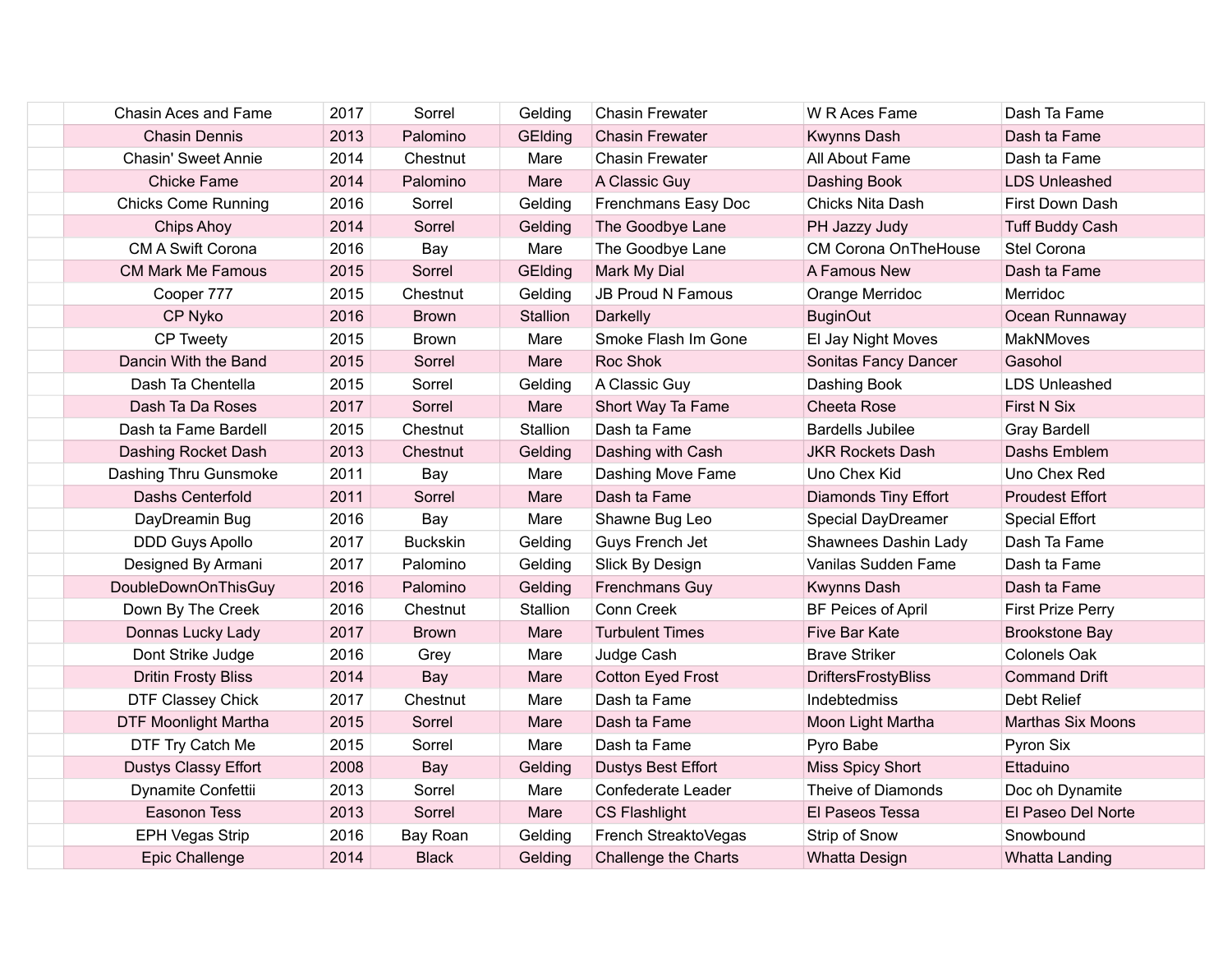| | | | | | | | |
|---|---|---|---|---|---|---|---|
| | Chasin Aces and Fame | 2017 | Sorrel | Gelding | Chasin Frewater | W R Aces Fame | Dash Ta Fame |
| | Chasin Dennis | 2013 | Palomino | GElding | Chasin Frewater | Kwynns Dash | Dash ta Fame |
| | Chasin' Sweet Annie | 2014 | Chestnut | Mare | Chasin Frewater | All About Fame | Dash ta Fame |
| | Chicke Fame | 2014 | Palomino | Mare | A Classic Guy | Dashing Book | LDS Unleashed |
| | Chicks Come Running | 2016 | Sorrel | Gelding | Frenchmans Easy Doc | Chicks Nita Dash | First Down Dash |
| | Chips Ahoy | 2014 | Sorrel | Gelding | The Goodbye Lane | PH Jazzy Judy | Tuff Buddy Cash |
| | CM A Swift Corona | 2016 | Bay | Mare | The Goodbye Lane | CM Corona OnTheHouse | Stel Corona |
| | CM Mark Me Famous | 2015 | Sorrel | GElding | Mark My Dial | A Famous New | Dash ta Fame |
| | Cooper 777 | 2015 | Chestnut | Gelding | JB Proud N Famous | Orange Merridoc | Merridoc |
| | CP Nyko | 2016 | Brown | Stallion | Darkelly | BuginOut | Ocean Runnaway |
| | CP Tweety | 2015 | Brown | Mare | Smoke Flash Im Gone | El Jay Night Moves | MakNMoves |
| | Dancin With the Band | 2015 | Sorrel | Mare | Roc Shok | Sonitas Fancy Dancer | Gasohol |
| | Dash Ta Chentella | 2015 | Sorrel | Gelding | A Classic Guy | Dashing Book | LDS Unleashed |
| | Dash Ta Da Roses | 2017 | Sorrel | Mare | Short Way Ta Fame | Cheeta Rose | First N Six |
| | Dash ta Fame Bardell | 2015 | Chestnut | Stallion | Dash ta Fame | Bardells Jubilee | Gray Bardell |
| | Dashing Rocket Dash | 2013 | Chestnut | Gelding | Dashing with Cash | JKR Rockets Dash | Dashs Emblem |
| | Dashing Thru Gunsmoke | 2011 | Bay | Mare | Dashing Move Fame | Uno Chex Kid | Uno Chex Red |
| | Dashs Centerfold | 2011 | Sorrel | Mare | Dash ta Fame | Diamonds Tiny Effort | Proudest Effort |
| | DayDreamin Bug | 2016 | Bay | Mare | Shawne Bug Leo | Special DayDreamer | Special Effort |
| | DDD Guys Apollo | 2017 | Buckskin | Gelding | Guys French Jet | Shawnees Dashin Lady | Dash Ta Fame |
| | Designed By Armani | 2017 | Palomino | Gelding | Slick By Design | Vanilas Sudden Fame | Dash ta Fame |
| | DoubleDownOnThisGuy | 2016 | Palomino | Gelding | Frenchmans Guy | Kwynns Dash | Dash ta Fame |
| | Down By The Creek | 2016 | Chestnut | Stallion | Conn Creek | BF Peices of April | First Prize Perry |
| | Donnas Lucky Lady | 2017 | Brown | Mare | Turbulent Times | Five Bar Kate | Brookstone Bay |
| | Dont Strike Judge | 2016 | Grey | Mare | Judge Cash | Brave Striker | Colonels Oak |
| | Dritin Frosty Bliss | 2014 | Bay | Mare | Cotton Eyed Frost | DriftersFrostyBliss | Command Drift |
| | DTF Classey Chick | 2017 | Chestnut | Mare | Dash ta Fame | Indebtedmiss | Debt Relief |
| | DTF Moonlight Martha | 2015 | Sorrel | Mare | Dash ta Fame | Moon Light Martha | Marthas Six Moons |
| | DTF Try Catch Me | 2015 | Sorrel | Mare | Dash ta Fame | Pyro Babe | Pyron Six |
| | Dustys Classy Effort | 2008 | Bay | Gelding | Dustys Best Effort | Miss Spicy Short | Ettaduino |
| | Dynamite Confettii | 2013 | Sorrel | Mare | Confederate Leader | Theive of Diamonds | Doc oh Dynamite |
| | Easonon Tess | 2013 | Sorrel | Mare | CS Flashlight | El Paseos Tessa | El Paseo Del Norte |
| | EPH Vegas Strip | 2016 | Bay Roan | Gelding | French StreaktoVegas | Strip of Snow | Snowbound |
| | Epic Challenge | 2014 | Black | Gelding | Challenge the Charts | Whatta Design | Whatta Landing |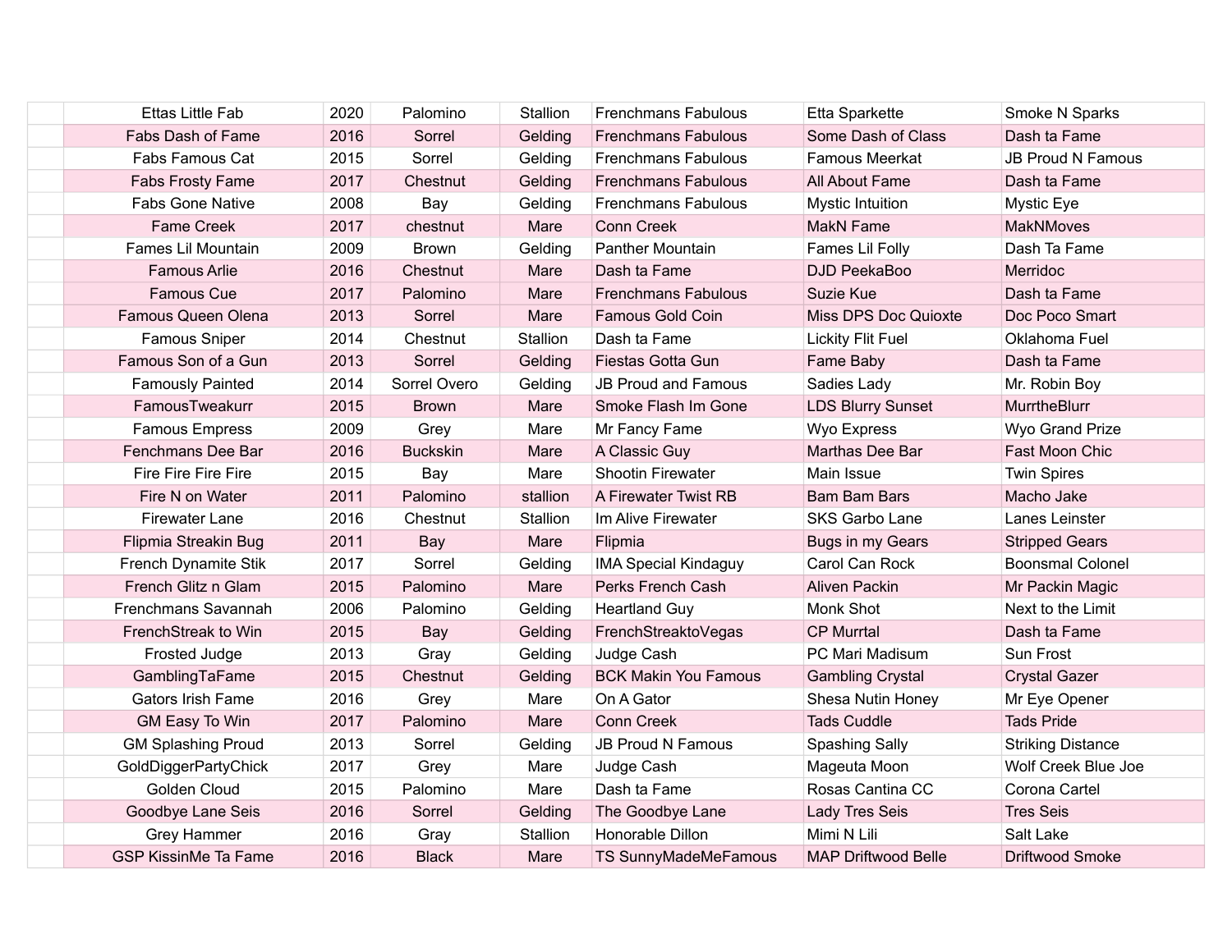| | | | | | | | |
|---|---|---|---|---|---|---|---|
| | Ettas Little Fab | 2020 | Palomino | Stallion | Frenchmans Fabulous | Etta Sparkette | Smoke N Sparks |
| | Fabs Dash of Fame | 2016 | Sorrel | Gelding | Frenchmans Fabulous | Some Dash of Class | Dash ta Fame |
| | Fabs Famous Cat | 2015 | Sorrel | Gelding | Frenchmans Fabulous | Famous Meerkat | JB Proud N Famous |
| | Fabs Frosty Fame | 2017 | Chestnut | Gelding | Frenchmans Fabulous | All About Fame | Dash ta Fame |
| | Fabs Gone Native | 2008 | Bay | Gelding | Frenchmans Fabulous | Mystic Intuition | Mystic Eye |
| | Fame Creek | 2017 | chestnut | Mare | Conn Creek | MakN Fame | MakNMoves |
| | Fames Lil Mountain | 2009 | Brown | Gelding | Panther Mountain | Fames Lil Folly | Dash Ta Fame |
| | Famous Arlie | 2016 | Chestnut | Mare | Dash ta Fame | DJD PeekaBoo | Merridoc |
| | Famous Cue | 2017 | Palomino | Mare | Frenchmans Fabulous | Suzie Kue | Dash ta Fame |
| | Famous Queen Olena | 2013 | Sorrel | Mare | Famous Gold Coin | Miss DPS Doc Quioxte | Doc Poco Smart |
| | Famous Sniper | 2014 | Chestnut | Stallion | Dash ta Fame | Lickity Flit Fuel | Oklahoma Fuel |
| | Famous Son of a Gun | 2013 | Sorrel | Gelding | Fiestas Gotta Gun | Fame Baby | Dash ta Fame |
| | Famously Painted | 2014 | Sorrel Overo | Gelding | JB Proud and Famous | Sadies Lady | Mr. Robin Boy |
| | FamousTweakurr | 2015 | Brown | Mare | Smoke Flash Im Gone | LDS Blurry Sunset | MurrtheBlurr |
| | Famous Empress | 2009 | Grey | Mare | Mr Fancy Fame | Wyo Express | Wyo Grand Prize |
| | Fenchmans Dee Bar | 2016 | Buckskin | Mare | A Classic Guy | Marthas Dee Bar | Fast Moon Chic |
| | Fire Fire Fire Fire | 2015 | Bay | Mare | Shootin Firewater | Main Issue | Twin Spires |
| | Fire N on Water | 2011 | Palomino | stallion | A Firewater Twist RB | Bam Bam Bars | Macho Jake |
| | Firewater Lane | 2016 | Chestnut | Stallion | Im Alive Firewater | SKS Garbo Lane | Lanes Leinster |
| | Flipmia Streakin Bug | 2011 | Bay | Mare | Flipmia | Bugs in my Gears | Stripped Gears |
| | French Dynamite Stik | 2017 | Sorrel | Gelding | IMA Special Kindaguy | Carol Can Rock | Boonsmal Colonel |
| | French Glitz n Glam | 2015 | Palomino | Mare | Perks French Cash | Aliven Packin | Mr Packin Magic |
| | Frenchmans Savannah | 2006 | Palomino | Gelding | Heartland Guy | Monk Shot | Next to the Limit |
| | FrenchStreak to Win | 2015 | Bay | Gelding | FrenchStreaktoVegas | CP Murrtal | Dash ta Fame |
| | Frosted Judge | 2013 | Gray | Gelding | Judge Cash | PC Mari Madisum | Sun Frost |
| | GamblingTaFame | 2015 | Chestnut | Gelding | BCK Makin You Famous | Gambling Crystal | Crystal Gazer |
| | Gators Irish Fame | 2016 | Grey | Mare | On A Gator | Shesa Nutin Honey | Mr Eye Opener |
| | GM Easy To Win | 2017 | Palomino | Mare | Conn Creek | Tads Cuddle | Tads Pride |
| | GM Splashing Proud | 2013 | Sorrel | Gelding | JB Proud N Famous | Spashing Sally | Striking Distance |
| | GoldDiggerPartyChick | 2017 | Grey | Mare | Judge Cash | Mageuta Moon | Wolf Creek Blue Joe |
| | Golden Cloud | 2015 | Palomino | Mare | Dash ta Fame | Rosas Cantina CC | Corona Cartel |
| | Goodbye Lane Seis | 2016 | Sorrel | Gelding | The Goodbye Lane | Lady Tres Seis | Tres Seis |
| | Grey Hammer | 2016 | Gray | Stallion | Honorable Dillon | Mimi N Lili | Salt Lake |
| | GSP KissinMe Ta Fame | 2016 | Black | Mare | TS SunnyMadeMeFamous | MAP Driftwood Belle | Driftwood Smoke |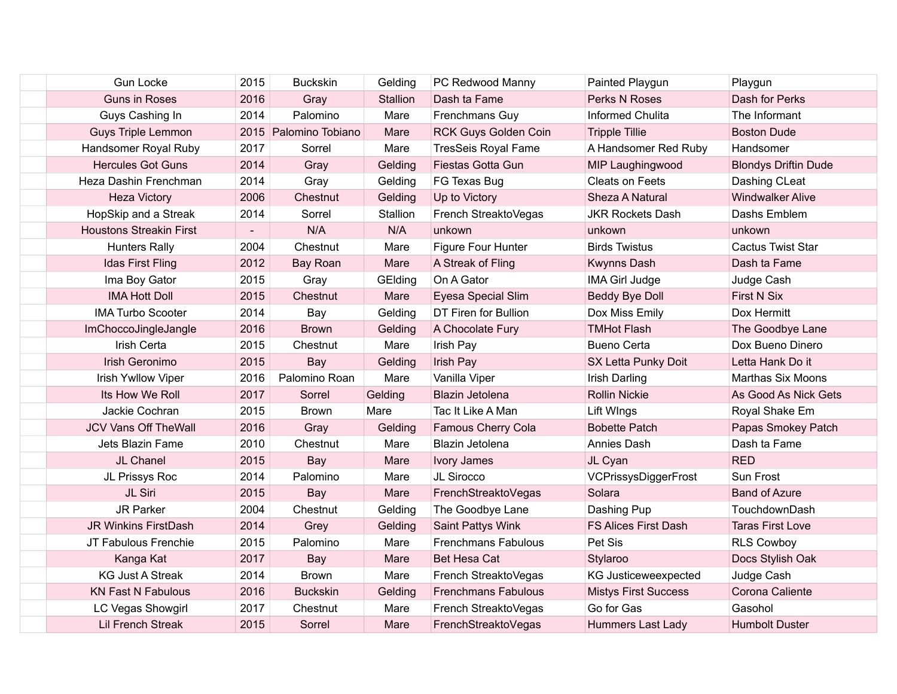| | | | | | | |
|---|---|---|---|---|---|---|
| Gun Locke | 2015 | Buckskin | Gelding | PC Redwood Manny | Painted Playgun | Playgun |
| Guns in Roses | 2016 | Gray | Stallion | Dash ta Fame | Perks N Roses | Dash for Perks |
| Guys Cashing In | 2014 | Palomino | Mare | Frenchmans Guy | Informed Chulita | The Informant |
| Guys Triple Lemmon | 2015 | Palomino Tobiano | Mare | RCK Guys Golden Coin | Tripple Tillie | Boston Dude |
| Handsomer Royal Ruby | 2017 | Sorrel | Mare | TresSeis Royal Fame | A Handsomer Red Ruby | Handsomer |
| Hercules Got Guns | 2014 | Gray | Gelding | Fiestas Gotta Gun | MIP Laughingwood | Blondys Driftin Dude |
| Heza Dashin Frenchman | 2014 | Gray | Gelding | FG Texas Bug | Cleats on Feets | Dashing CLeat |
| Heza Victory | 2006 | Chestnut | Gelding | Up to Victory | Sheza A Natural | Windwalker Alive |
| HopSkip and a Streak | 2014 | Sorrel | Stallion | French StreaktoVegas | JKR Rockets Dash | Dashs Emblem |
| Houstons Streakin First | - | N/A | N/A | unkown | unkown | unkown |
| Hunters Rally | 2004 | Chestnut | Mare | Figure Four Hunter | Birds Twistus | Cactus Twist Star |
| Idas First Fling | 2012 | Bay Roan | Mare | A Streak of Fling | Kwynns Dash | Dash ta Fame |
| Ima Boy Gator | 2015 | Gray | GElding | On A Gator | IMA Girl Judge | Judge Cash |
| IMA Hott Doll | 2015 | Chestnut | Mare | Eyesa Special Slim | Beddy Bye Doll | First N Six |
| IMA Turbo Scooter | 2014 | Bay | Gelding | DT Firen for Bullion | Dox Miss Emily | Dox Hermitt |
| ImChoccoJingleJangle | 2016 | Brown | Gelding | A Chocolate Fury | TMHot Flash | The Goodbye Lane |
| Irish Certa | 2015 | Chestnut | Mare | Irish Pay | Bueno Certa | Dox Bueno Dinero |
| Irish Geronimo | 2015 | Bay | Gelding | Irish Pay | SX Letta Punky Doit | Letta Hank Do it |
| Irish Ywllow Viper | 2016 | Palomino Roan | Mare | Vanilla Viper | Irish Darling | Marthas Six Moons |
| Its How We Roll | 2017 | Sorrel | Gelding | Blazin Jetolena | Rollin Nickie | As Good As Nick Gets |
| Jackie Cochran | 2015 | Brown | Mare | Tac It Like A Man | Lift WIngs | Royal Shake Em |
| JCV Vans Off TheWall | 2016 | Gray | Gelding | Famous Cherry Cola | Bobette Patch | Papas Smokey Patch |
| Jets Blazin Fame | 2010 | Chestnut | Mare | Blazin Jetolena | Annies Dash | Dash ta Fame |
| JL Chanel | 2015 | Bay | Mare | Ivory James | JL Cyan | RED |
| JL Prissys Roc | 2014 | Palomino | Mare | JL Sirocco | VCPrissysDiggerFrost | Sun Frost |
| JL Siri | 2015 | Bay | Mare | FrenchStreaktoVegas | Solara | Band of Azure |
| JR Parker | 2004 | Chestnut | Gelding | The Goodbye Lane | Dashing Pup | TouchdownDash |
| JR Winkins FirstDash | 2014 | Grey | Gelding | Saint Pattys Wink | FS Alices First Dash | Taras First Love |
| JT Fabulous Frenchie | 2015 | Palomino | Mare | Frenchmans Fabulous | Pet Sis | RLS Cowboy |
| Kanga Kat | 2017 | Bay | Mare | Bet Hesa Cat | Stylaroo | Docs Stylish Oak |
| KG Just A Streak | 2014 | Brown | Mare | French StreaktoVegas | KG Justiceweexpected | Judge Cash |
| KN Fast N Fabulous | 2016 | Buckskin | Gelding | Frenchmans Fabulous | Mistys First Success | Corona Caliente |
| LC Vegas Showgirl | 2017 | Chestnut | Mare | French StreaktoVegas | Go for Gas | Gasohol |
| Lil French Streak | 2015 | Sorrel | Mare | FrenchStreaktoVegas | Hummers Last Lady | Humbolt Duster |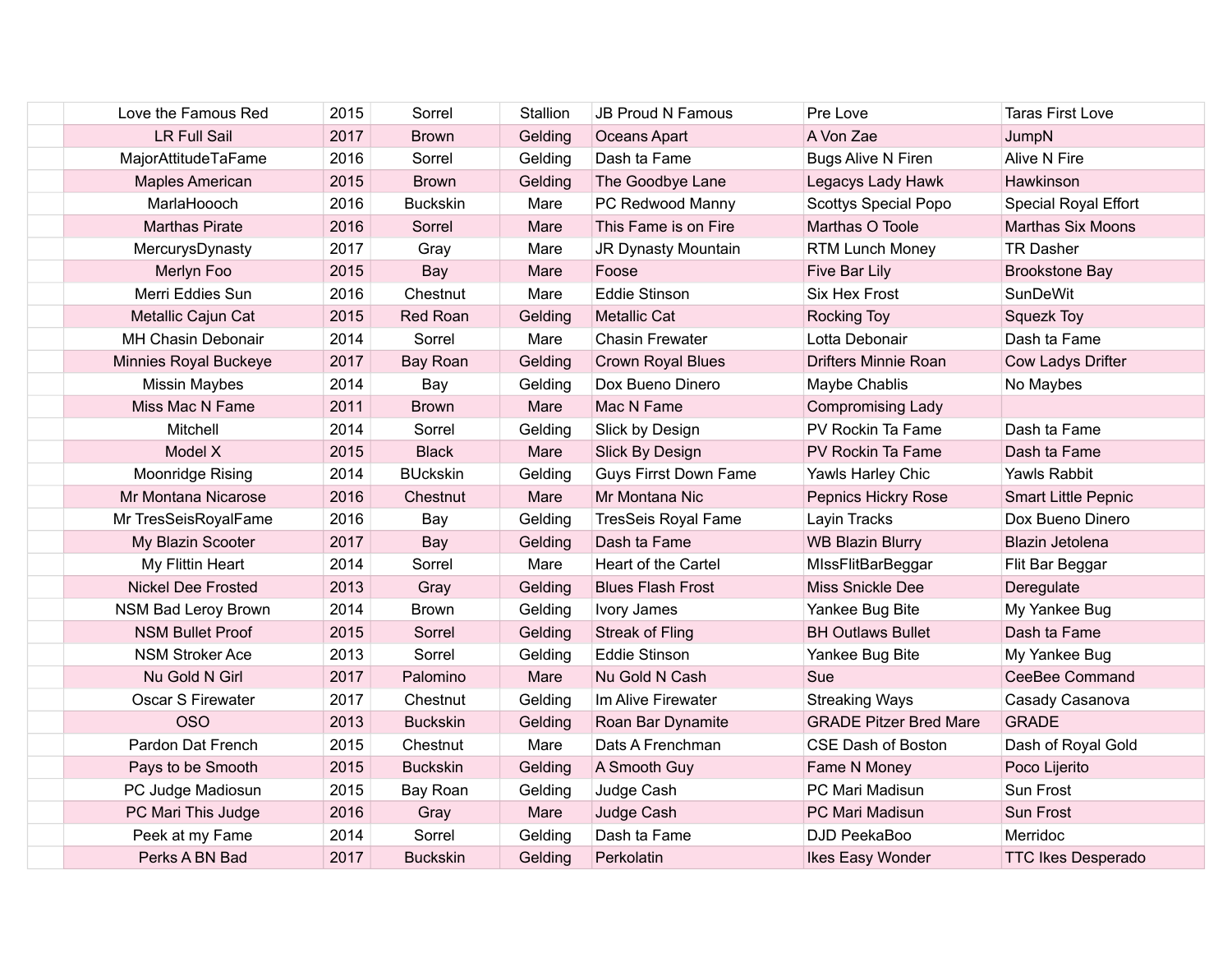| | | | | | | | |
|---|---|---|---|---|---|---|---|
| | Love the Famous Red | 2015 | Sorrel | Stallion | JB Proud N Famous | Pre Love | Taras First Love |
| | LR Full Sail | 2017 | Brown | Gelding | Oceans Apart | A Von Zae | JumpN |
| | MajorAttitudeTaFame | 2016 | Sorrel | Gelding | Dash ta Fame | Bugs Alive N Firen | Alive N Fire |
| | Maples American | 2015 | Brown | Gelding | The Goodbye Lane | Legacys Lady Hawk | Hawkinson |
| | MarlaHoooch | 2016 | Buckskin | Mare | PC Redwood Manny | Scottys Special Popo | Special Royal Effort |
| | Marthas Pirate | 2016 | Sorrel | Mare | This Fame is on Fire | Marthas O Toole | Marthas Six Moons |
| | MercurysDynasty | 2017 | Gray | Mare | JR Dynasty Mountain | RTM Lunch Money | TR Dasher |
| | Merlyn Foo | 2015 | Bay | Mare | Foose | Five Bar Lily | Brookstone Bay |
| | Merri Eddies Sun | 2016 | Chestnut | Mare | Eddie Stinson | Six Hex Frost | SunDeWit |
| | Metallic Cajun Cat | 2015 | Red Roan | Gelding | Metallic Cat | Rocking Toy | Squezk Toy |
| | MH Chasin Debonair | 2014 | Sorrel | Mare | Chasin Frewater | Lotta Debonair | Dash ta Fame |
| | Minnies Royal Buckeye | 2017 | Bay Roan | Gelding | Crown Royal Blues | Drifters Minnie Roan | Cow Ladys Drifter |
| | Missin Maybes | 2014 | Bay | Gelding | Dox Bueno Dinero | Maybe Chablis | No Maybes |
| | Miss Mac N Fame | 2011 | Brown | Mare | Mac N Fame | Compromising Lady | |
| | Mitchell | 2014 | Sorrel | Gelding | Slick by Design | PV Rockin Ta Fame | Dash ta Fame |
| | Model X | 2015 | Black | Mare | Slick By Design | PV Rockin Ta Fame | Dash ta Fame |
| | Moonridge Rising | 2014 | BUckskin | Gelding | Guys Firrst Down Fame | Yawls Harley Chic | Yawls Rabbit |
| | Mr Montana Nicarose | 2016 | Chestnut | Mare | Mr Montana Nic | Pepnics Hickry Rose | Smart Little Pepnic |
| | Mr TresSeisRoyalFame | 2016 | Bay | Gelding | TresSeis Royal Fame | Layin Tracks | Dox Bueno Dinero |
| | My Blazin Scooter | 2017 | Bay | Gelding | Dash ta Fame | WB Blazin Blurry | Blazin Jetolena |
| | My Flittin Heart | 2014 | Sorrel | Mare | Heart of the Cartel | MIssFlitBarBeggar | Flit Bar Beggar |
| | Nickel Dee Frosted | 2013 | Gray | Gelding | Blues Flash Frost | Miss Snickle Dee | Deregulate |
| | NSM Bad Leroy Brown | 2014 | Brown | Gelding | Ivory James | Yankee Bug Bite | My Yankee Bug |
| | NSM Bullet Proof | 2015 | Sorrel | Gelding | Streak of Fling | BH Outlaws Bullet | Dash ta Fame |
| | NSM Stroker Ace | 2013 | Sorrel | Gelding | Eddie Stinson | Yankee Bug Bite | My Yankee Bug |
| | Nu Gold N Girl | 2017 | Palomino | Mare | Nu Gold N Cash | Sue | CeeBee Command |
| | Oscar S Firewater | 2017 | Chestnut | Gelding | Im Alive Firewater | Streaking Ways | Casady Casanova |
| | OSO | 2013 | Buckskin | Gelding | Roan Bar Dynamite | GRADE Pitzer Bred Mare | GRADE |
| | Pardon Dat French | 2015 | Chestnut | Mare | Dats A Frenchman | CSE Dash of Boston | Dash of Royal Gold |
| | Pays to be Smooth | 2015 | Buckskin | Gelding | A Smooth Guy | Fame N Money | Poco Lijerito |
| | PC Judge Madiosun | 2015 | Bay Roan | Gelding | Judge Cash | PC Mari Madisun | Sun Frost |
| | PC Mari This Judge | 2016 | Gray | Mare | Judge Cash | PC Mari Madisun | Sun Frost |
| | Peek at my Fame | 2014 | Sorrel | Gelding | Dash ta Fame | DJD PeekaBoo | Merridoc |
| | Perks A BN Bad | 2017 | Buckskin | Gelding | Perkolatin | Ikes Easy Wonder | TTC Ikes Desperado |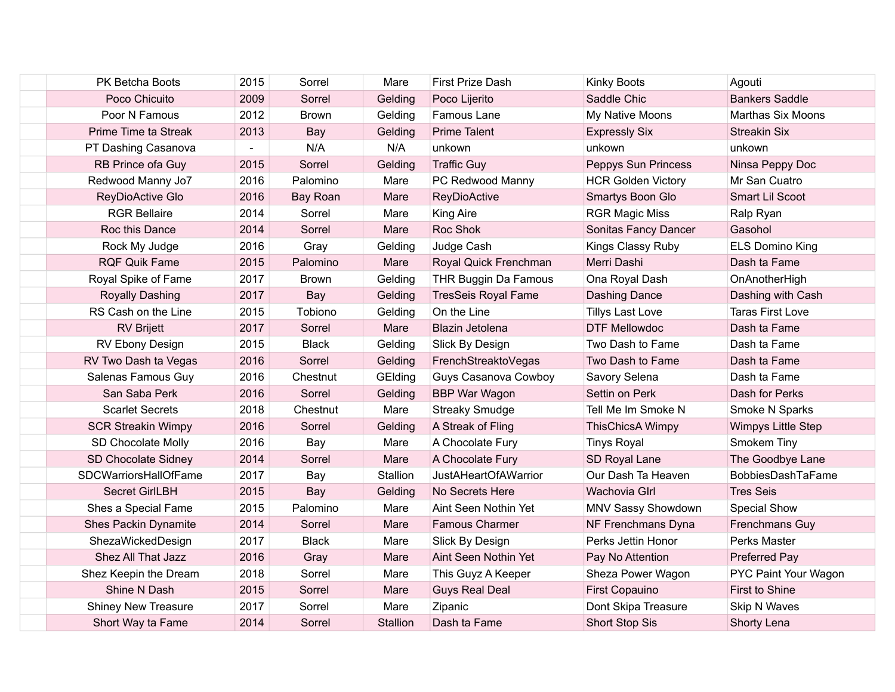| | | | | | | | |
|---|---|---|---|---|---|---|---|
| | PK Betcha Boots | 2015 | Sorrel | Mare | First Prize Dash | Kinky Boots | Agouti |
| | Poco Chicuito | 2009 | Sorrel | Gelding | Poco Lijerito | Saddle Chic | Bankers Saddle |
| | Poor N Famous | 2012 | Brown | Gelding | Famous Lane | My Native Moons | Marthas Six Moons |
| | Prime Time ta Streak | 2013 | Bay | Gelding | Prime Talent | Expressly Six | Streakin Six |
| | PT Dashing Casanova | - | N/A | N/A | unkown | unkown | unkown |
| | RB Prince ofa Guy | 2015 | Sorrel | Gelding | Traffic Guy | Peppys Sun Princess | Ninsa Peppy Doc |
| | Redwood Manny Jo7 | 2016 | Palomino | Mare | PC Redwood Manny | HCR Golden Victory | Mr San Cuatro |
| | ReyDioActive Glo | 2016 | Bay Roan | Mare | ReyDioActive | Smartys Boon Glo | Smart Lil Scoot |
| | RGR Bellaire | 2014 | Sorrel | Mare | King Aire | RGR Magic Miss | Ralp Ryan |
| | Roc this Dance | 2014 | Sorrel | Mare | Roc Shok | Sonitas Fancy Dancer | Gasohol |
| | Rock My Judge | 2016 | Gray | Gelding | Judge Cash | Kings Classy Ruby | ELS Domino King |
| | RQF Quik Fame | 2015 | Palomino | Mare | Royal Quick Frenchman | Merri Dashi | Dash ta Fame |
| | Royal Spike of Fame | 2017 | Brown | Gelding | THR Buggin Da Famous | Ona Royal Dash | OnAnotherHigh |
| | Royally Dashing | 2017 | Bay | Gelding | TresSeis Royal Fame | Dashing Dance | Dashing with Cash |
| | RS Cash on the Line | 2015 | Tobiono | Gelding | On the Line | Tillys Last Love | Taras First Love |
| | RV Brijett | 2017 | Sorrel | Mare | Blazin Jetolena | DTF Mellowdoc | Dash ta Fame |
| | RV Ebony Design | 2015 | Black | Gelding | Slick By Design | Two Dash to Fame | Dash ta Fame |
| | RV Two Dash ta Vegas | 2016 | Sorrel | Gelding | FrenchStreaktoVegas | Two Dash to Fame | Dash ta Fame |
| | Salenas Famous Guy | 2016 | Chestnut | GElding | Guys Casanova Cowboy | Savory Selena | Dash ta Fame |
| | San Saba Perk | 2016 | Sorrel | Gelding | BBP War Wagon | Settin on Perk | Dash for Perks |
| | Scarlet Secrets | 2018 | Chestnut | Mare | Streaky Smudge | Tell Me Im Smoke N | Smoke N Sparks |
| | SCR Streakin Wimpy | 2016 | Sorrel | Gelding | A Streak of Fling | ThisChicsA Wimpy | Wimpys Little Step |
| | SD Chocolate Molly | 2016 | Bay | Mare | A Chocolate Fury | Tinys Royal | Smokem Tiny |
| | SD Chocolate Sidney | 2014 | Sorrel | Mare | A Chocolate Fury | SD Royal Lane | The Goodbye Lane |
| | SDCWarriorsHallOfFame | 2017 | Bay | Stallion | JustAHeartOfAWarrior | Our Dash Ta Heaven | BobbiesDashTaFame |
| | Secret GirlLBH | 2015 | Bay | Gelding | No Secrets Here | Wachovia GIrl | Tres Seis |
| | Shes a Special Fame | 2015 | Palomino | Mare | Aint Seen Nothin Yet | MNV Sassy Showdown | Special Show |
| | Shes Packin Dynamite | 2014 | Sorrel | Mare | Famous Charmer | NF Frenchmans Dyna | Frenchmans Guy |
| | ShezaWickedDesign | 2017 | Black | Mare | Slick By Design | Perks Jettin Honor | Perks Master |
| | Shez All That Jazz | 2016 | Gray | Mare | Aint Seen Nothin Yet | Pay No Attention | Preferred Pay |
| | Shez Keepin the Dream | 2018 | Sorrel | Mare | This Guyz A Keeper | Sheza Power Wagon | PYC Paint Your Wagon |
| | Shine N Dash | 2015 | Sorrel | Mare | Guys Real Deal | First Copauino | First to Shine |
| | Shiney New Treasure | 2017 | Sorrel | Mare | Zipanic | Dont Skipa Treasure | Skip N Waves |
| | Short Way ta Fame | 2014 | Sorrel | Stallion | Dash ta Fame | Short Stop Sis | Shorty Lena |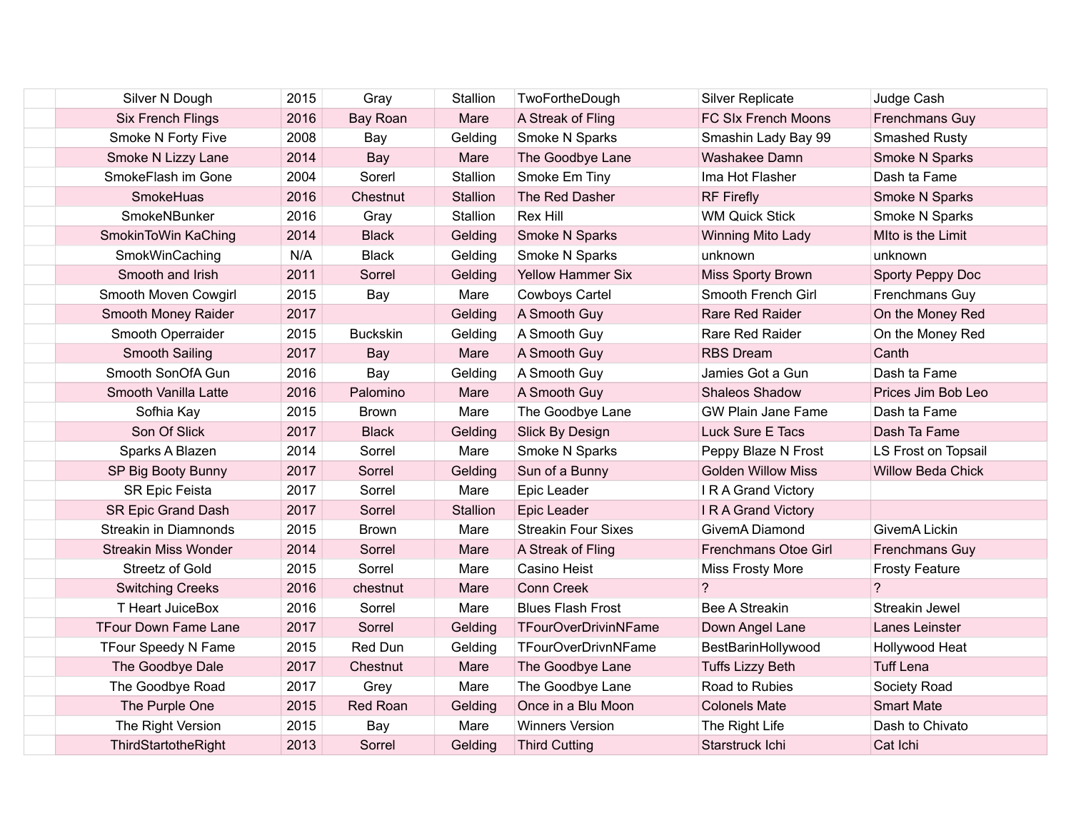| | | | | | | | |
|---|---|---|---|---|---|---|---|
| | Silver N Dough | 2015 | Gray | Stallion | TwoFortheDough | Silver Replicate | Judge Cash |
| | Six French Flings | 2016 | Bay Roan | Mare | A Streak of Fling | FC SIx French Moons | Frenchmans Guy |
| | Smoke N Forty Five | 2008 | Bay | Gelding | Smoke N Sparks | Smashin Lady Bay 99 | Smashed Rusty |
| | Smoke N Lizzy Lane | 2014 | Bay | Mare | The Goodbye Lane | Washakee Damn | Smoke N Sparks |
| | SmokeFlash im Gone | 2004 | Sorerl | Stallion | Smoke Em Tiny | Ima Hot Flasher | Dash ta Fame |
| | SmokeHuas | 2016 | Chestnut | Stallion | The Red Dasher | RF Firefly | Smoke N Sparks |
| | SmokeNBunker | 2016 | Gray | Stallion | Rex Hill | WM Quick Stick | Smoke N Sparks |
| | SmokinToWin KaChing | 2014 | Black | Gelding | Smoke N Sparks | Winning Mito Lady | MIto is the Limit |
| | SmokWinCaching | N/A | Black | Gelding | Smoke N Sparks | unknown | unknown |
| | Smooth and Irish | 2011 | Sorrel | Gelding | Yellow Hammer Six | Miss Sporty Brown | Sporty Peppy Doc |
| | Smooth Moven Cowgirl | 2015 | Bay | Mare | Cowboys Cartel | Smooth French Girl | Frenchmans Guy |
| | Smooth Money Raider | 2017 | | Gelding | A Smooth Guy | Rare Red Raider | On the Money Red |
| | Smooth Operraider | 2015 | Buckskin | Gelding | A Smooth Guy | Rare Red Raider | On the Money Red |
| | Smooth Sailing | 2017 | Bay | Mare | A Smooth Guy | RBS Dream | Canth |
| | Smooth SonOfA Gun | 2016 | Bay | Gelding | A Smooth Guy | Jamies Got a Gun | Dash ta Fame |
| | Smooth Vanilla Latte | 2016 | Palomino | Mare | A Smooth Guy | Shaleos Shadow | Prices Jim Bob Leo |
| | Sofhia Kay | 2015 | Brown | Mare | The Goodbye Lane | GW Plain Jane Fame | Dash ta Fame |
| | Son Of Slick | 2017 | Black | Gelding | Slick By Design | Luck Sure E Tacs | Dash Ta Fame |
| | Sparks A Blazen | 2014 | Sorrel | Mare | Smoke N Sparks | Peppy Blaze N Frost | LS Frost on Topsail |
| | SP Big Booty Bunny | 2017 | Sorrel | Gelding | Sun of a Bunny | Golden Willow Miss | Willow Beda Chick |
| | SR Epic Feista | 2017 | Sorrel | Mare | Epic Leader | I R A Grand Victory | |
| | SR Epic Grand Dash | 2017 | Sorrel | Stallion | Epic Leader | I R A Grand Victory | |
| | Streakin in Diamnonds | 2015 | Brown | Mare | Streakin Four Sixes | GivemA Diamond | GivemA Lickin |
| | Streakin Miss Wonder | 2014 | Sorrel | Mare | A Streak of Fling | Frenchmans Otoe Girl | Frenchmans Guy |
| | Streetz of Gold | 2015 | Sorrel | Mare | Casino Heist | Miss Frosty More | Frosty Feature |
| | Switching Creeks | 2016 | chestnut | Mare | Conn Creek | ? | ? |
| | T Heart JuiceBox | 2016 | Sorrel | Mare | Blues Flash Frost | Bee A Streakin | Streakin Jewel |
| | TFour Down Fame Lane | 2017 | Sorrel | Gelding | TFourOverDrivinNFame | Down Angel Lane | Lanes Leinster |
| | TFour Speedy N Fame | 2015 | Red Dun | Gelding | TFourOverDrivnNFame | BestBarinHollywood | Hollywood Heat |
| | The Goodbye Dale | 2017 | Chestnut | Mare | The Goodbye Lane | Tuffs Lizzy Beth | Tuff Lena |
| | The Goodbye Road | 2017 | Grey | Mare | The Goodbye Lane | Road to Rubies | Society Road |
| | The Purple One | 2015 | Red Roan | Gelding | Once in a Blu Moon | Colonels Mate | Smart Mate |
| | The Right Version | 2015 | Bay | Mare | Winners Version | The Right Life | Dash to Chivato |
| | ThirdStartotheRight | 2013 | Sorrel | Gelding | Third Cutting | Starstruck Ichi | Cat Ichi |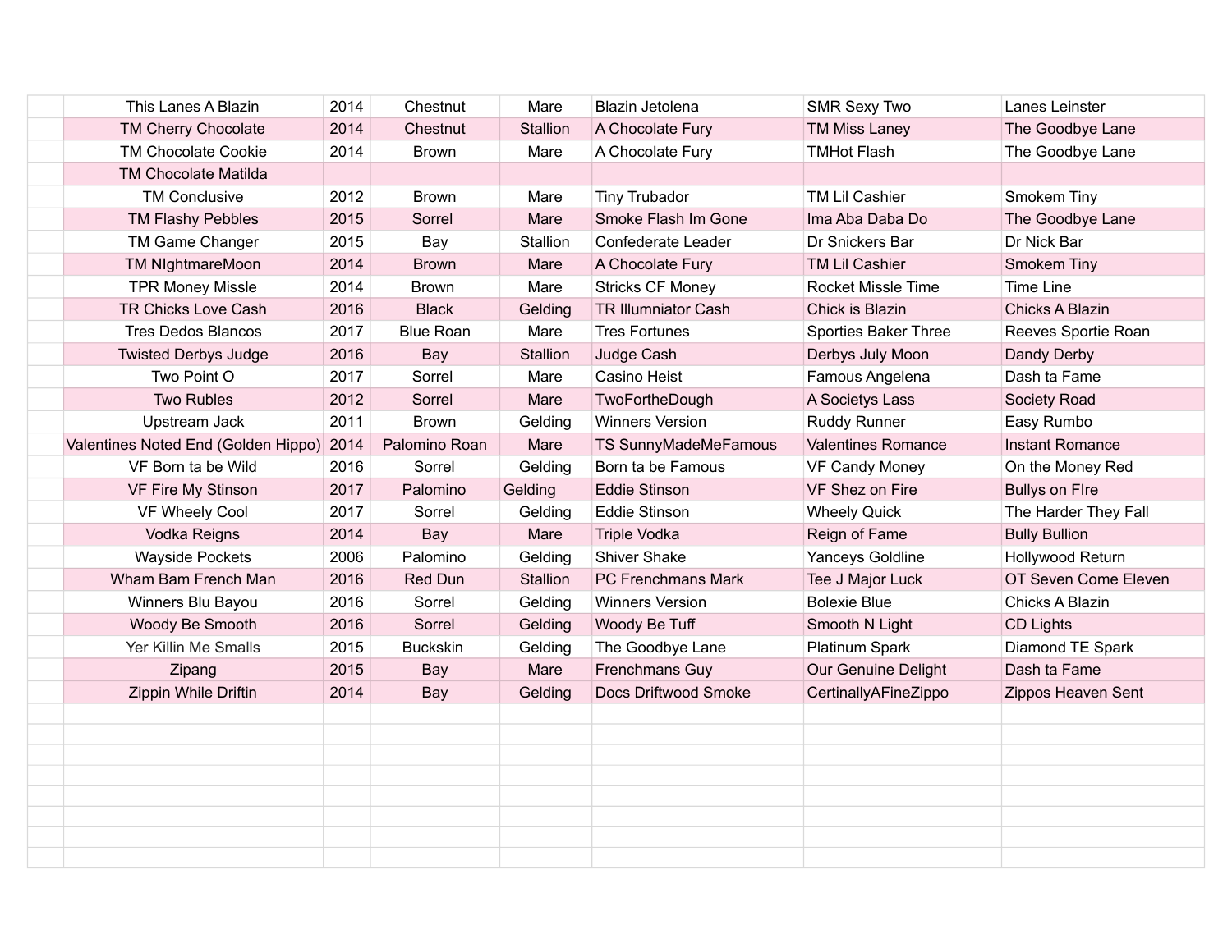| | | | | | | | |
|---|---|---|---|---|---|---|---|
| | This Lanes A Blazin | 2014 | Chestnut | Mare | Blazin Jetolena | SMR Sexy Two | Lanes Leinster |
| | TM Cherry Chocolate | 2014 | Chestnut | Stallion | A Chocolate Fury | TM Miss Laney | The Goodbye Lane |
| | TM Chocolate Cookie | 2014 | Brown | Mare | A Chocolate Fury | TMHot Flash | The Goodbye Lane |
| | TM Chocolate Matilda | | | | | | |
| | TM Conclusive | 2012 | Brown | Mare | Tiny Trubador | TM Lil Cashier | Smokem Tiny |
| | TM Flashy Pebbles | 2015 | Sorrel | Mare | Smoke Flash Im Gone | Ima Aba Daba Do | The Goodbye Lane |
| | TM Game Changer | 2015 | Bay | Stallion | Confederate Leader | Dr Snickers Bar | Dr Nick Bar |
| | TM NIghtmareMoon | 2014 | Brown | Mare | A Chocolate Fury | TM Lil Cashier | Smokem Tiny |
| | TPR Money Missle | 2014 | Brown | Mare | Stricks CF Money | Rocket Missle Time | Time Line |
| | TR Chicks Love Cash | 2016 | Black | Gelding | TR Illumniator Cash | Chick is Blazin | Chicks A Blazin |
| | Tres Dedos Blancos | 2017 | Blue Roan | Mare | Tres Fortunes | Sporties Baker Three | Reeves Sportie Roan |
| | Twisted Derbys Judge | 2016 | Bay | Stallion | Judge Cash | Derbys July Moon | Dandy Derby |
| | Two Point O | 2017 | Sorrel | Mare | Casino Heist | Famous Angelena | Dash ta Fame |
| | Two Rubles | 2012 | Sorrel | Mare | TwoFortheDough | A Societys Lass | Society Road |
| | Upstream Jack | 2011 | Brown | Gelding | Winners Version | Ruddy Runner | Easy Rumbo |
| | Valentines Noted End (Golden Hippo) | 2014 | Palomino Roan | Mare | TS SunnyMadeMeFamous | Valentines Romance | Instant Romance |
| | VF Born ta be Wild | 2016 | Sorrel | Gelding | Born ta be Famous | VF Candy Money | On the Money Red |
| | VF Fire My Stinson | 2017 | Palomino | Gelding | Eddie Stinson | VF Shez on Fire | Bullys on FIre |
| | VF Wheely Cool | 2017 | Sorrel | Gelding | Eddie Stinson | Wheely Quick | The Harder They Fall |
| | Vodka Reigns | 2014 | Bay | Mare | Triple Vodka | Reign of Fame | Bully Bullion |
| | Wayside Pockets | 2006 | Palomino | Gelding | Shiver Shake | Yanceys Goldline | Hollywood Return |
| | Wham Bam French Man | 2016 | Red Dun | Stallion | PC Frenchmans Mark | Tee J Major Luck | OT Seven Come Eleven |
| | Winners Blu Bayou | 2016 | Sorrel | Gelding | Winners Version | Bolexie Blue | Chicks A Blazin |
| | Woody Be Smooth | 2016 | Sorrel | Gelding | Woody Be Tuff | Smooth N Light | CD Lights |
| | Yer Killin Me Smalls | 2015 | Buckskin | Gelding | The Goodbye Lane | Platinum Spark | Diamond TE Spark |
| | Zipang | 2015 | Bay | Mare | Frenchmans Guy | Our Genuine Delight | Dash ta Fame |
| | Zippin While Driftin | 2014 | Bay | Gelding | Docs Driftwood Smoke | CertinallyAFineZippo | Zippos Heaven Sent |